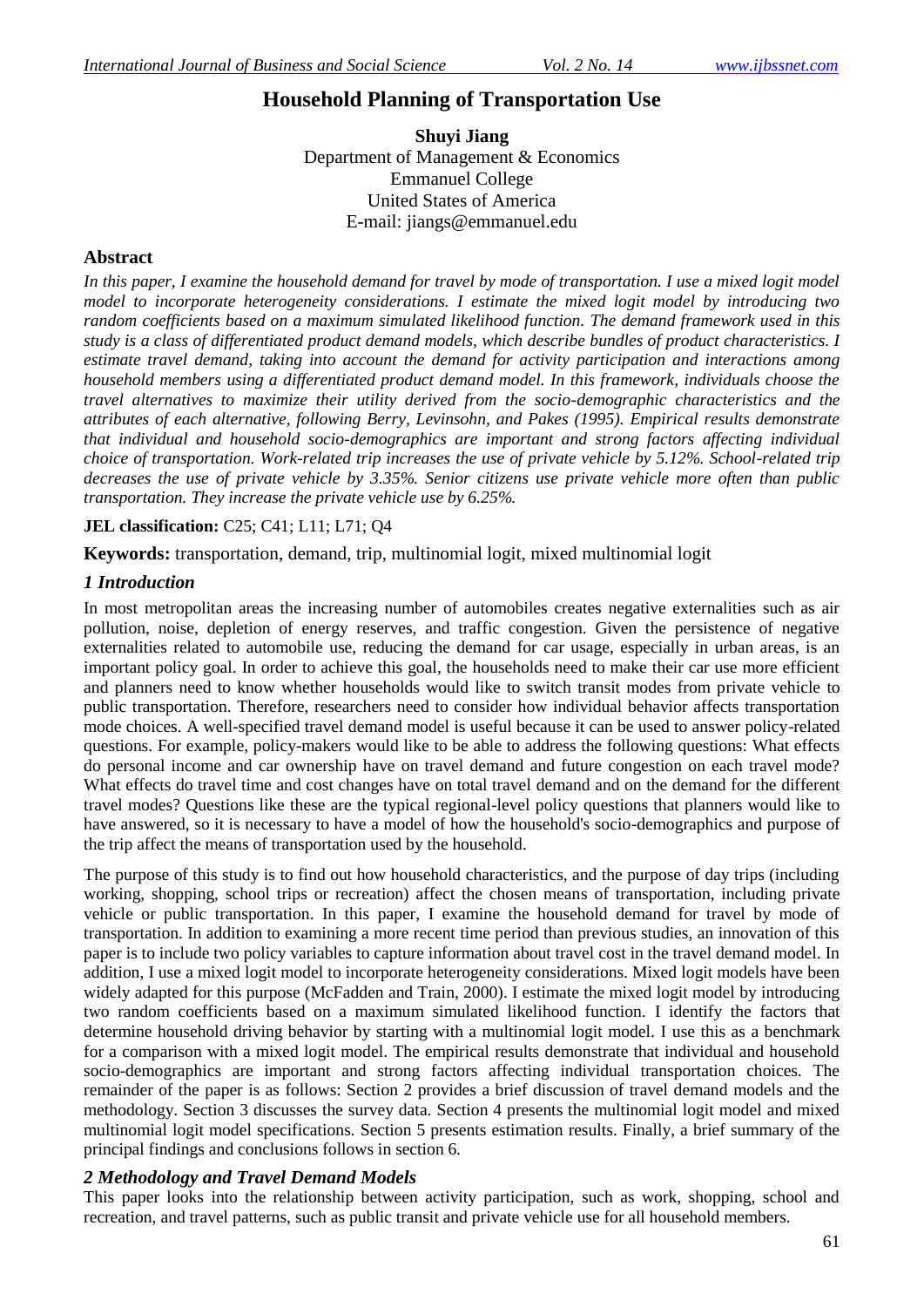# Household Planning of Transportation Use

**Shuyi Jiang**
Department of Management & Economics
Emmanuel College
United States of America
E-mail: jiangs@emmanuel.edu

## Abstract

*In this paper, I examine the household demand for travel by mode of transportation. I use a mixed logit model model to incorporate heterogeneity considerations. I estimate the mixed logit model by introducing two random coefficients based on a maximum simulated likelihood function. The demand framework used in this study is a class of differentiated product demand models, which describe bundles of product characteristics. I estimate travel demand, taking into account the demand for activity participation and interactions among household members using a differentiated product demand model. In this framework, individuals choose the travel alternatives to maximize their utility derived from the socio-demographic characteristics and the attributes of each alternative, following Berry, Levinsohn, and Pakes (1995). Empirical results demonstrate that individual and household socio-demographics are important and strong factors affecting individual choice of transportation. Work-related trip increases the use of private vehicle by 5.12%. School-related trip decreases the use of private vehicle by 3.35%. Senior citizens use private vehicle more often than public transportation. They increase the private vehicle use by 6.25%.*

**JEL classification:** C25; C41; L11; L71; Q4

**Keywords:** transportation, demand, trip, multinomial logit, mixed multinomial logit

## *1 Introduction*

In most metropolitan areas the increasing number of automobiles creates negative externalities such as air pollution, noise, depletion of energy reserves, and traffic congestion. Given the persistence of negative externalities related to automobile use, reducing the demand for car usage, especially in urban areas, is an important policy goal. In order to achieve this goal, the households need to make their car use more efficient and planners need to know whether households would like to switch transit modes from private vehicle to public transportation. Therefore, researchers need to consider how individual behavior affects transportation mode choices. A well-specified travel demand model is useful because it can be used to answer policy-related questions. For example, policy-makers would like to be able to address the following questions: What effects do personal income and car ownership have on travel demand and future congestion on each travel mode? What effects do travel time and cost changes have on total travel demand and on the demand for the different travel modes? Questions like these are the typical regional-level policy questions that planners would like to have answered, so it is necessary to have a model of how the household's socio-demographics and purpose of the trip affect the means of transportation used by the household.

The purpose of this study is to find out how household characteristics, and the purpose of day trips (including working, shopping, school trips or recreation) affect the chosen means of transportation, including private vehicle or public transportation. In this paper, I examine the household demand for travel by mode of transportation. In addition to examining a more recent time period than previous studies, an innovation of this paper is to include two policy variables to capture information about travel cost in the travel demand model. In addition, I use a mixed logit model to incorporate heterogeneity considerations. Mixed logit models have been widely adapted for this purpose (McFadden and Train, 2000). I estimate the mixed logit model by introducing two random coefficients based on a maximum simulated likelihood function. I identify the factors that determine household driving behavior by starting with a multinomial logit model. I use this as a benchmark for a comparison with a mixed logit model. The empirical results demonstrate that individual and household socio-demographics are important and strong factors affecting individual transportation choices. The remainder of the paper is as follows: Section 2 provides a brief discussion of travel demand models and the methodology. Section 3 discusses the survey data. Section 4 presents the multinomial logit model and mixed multinomial logit model specifications. Section 5 presents estimation results. Finally, a brief summary of the principal findings and conclusions follows in section 6.

## *2 Methodology and Travel Demand Models*

This paper looks into the relationship between activity participation, such as work, shopping, school and recreation, and travel patterns, such as public transit and private vehicle use for all household members.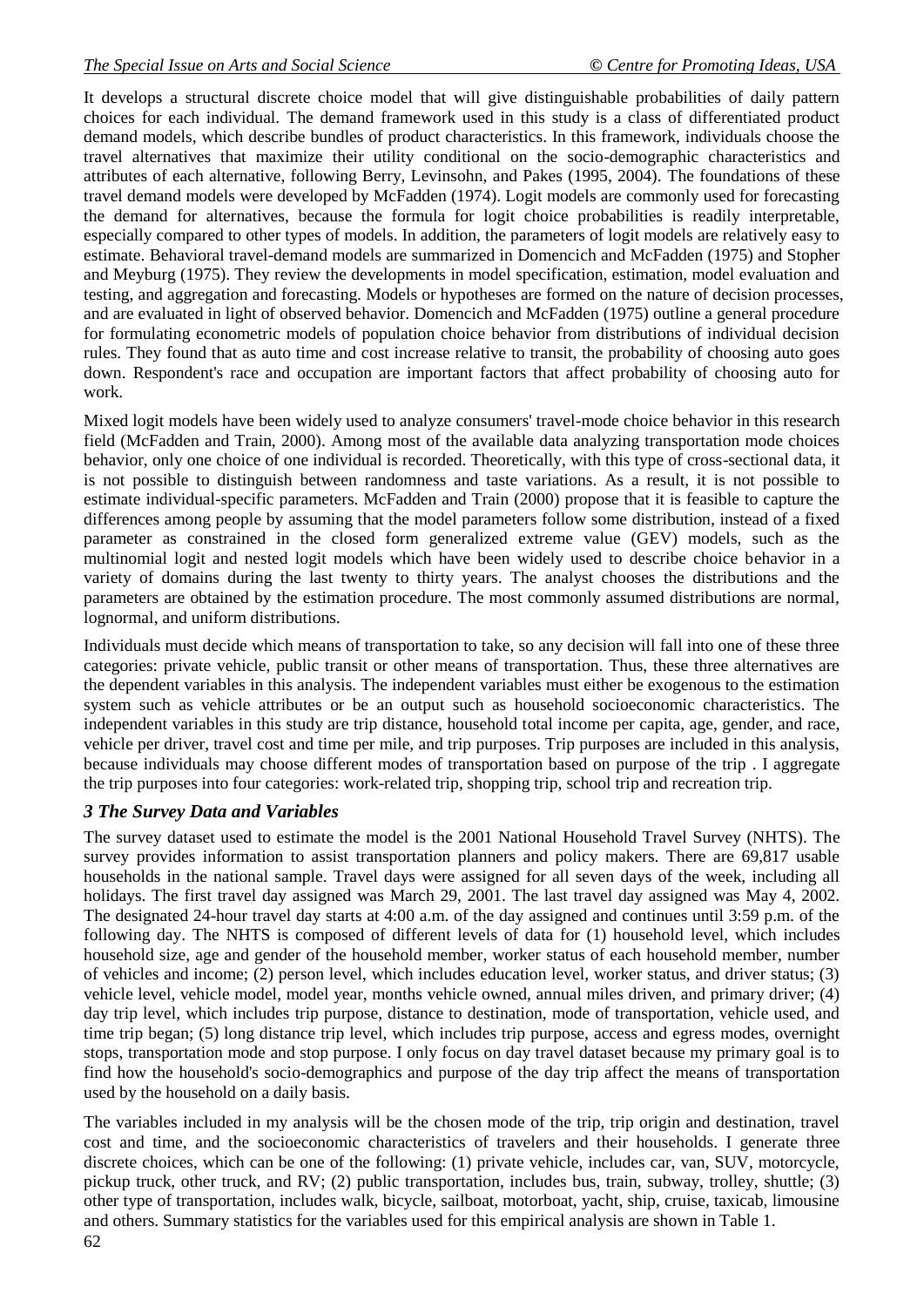It develops a structural discrete choice model that will give distinguishable probabilities of daily pattern choices for each individual. The demand framework used in this study is a class of differentiated product demand models, which describe bundles of product characteristics. In this framework, individuals choose the travel alternatives that maximize their utility conditional on the socio-demographic characteristics and attributes of each alternative, following Berry, Levinsohn, and Pakes (1995, 2004). The foundations of these travel demand models were developed by McFadden (1974). Logit models are commonly used for forecasting the demand for alternatives, because the formula for logit choice probabilities is readily interpretable, especially compared to other types of models. In addition, the parameters of logit models are relatively easy to estimate. Behavioral travel-demand models are summarized in Domencich and McFadden (1975) and Stopher and Meyburg (1975). They review the developments in model specification, estimation, model evaluation and testing, and aggregation and forecasting. Models or hypotheses are formed on the nature of decision processes, and are evaluated in light of observed behavior. Domencich and McFadden (1975) outline a general procedure for formulating econometric models of population choice behavior from distributions of individual decision rules. They found that as auto time and cost increase relative to transit, the probability of choosing auto goes down. Respondent's race and occupation are important factors that affect probability of choosing auto for work.

Mixed logit models have been widely used to analyze consumers' travel-mode choice behavior in this research field (McFadden and Train, 2000). Among most of the available data analyzing transportation mode choices behavior, only one choice of one individual is recorded. Theoretically, with this type of cross-sectional data, it is not possible to distinguish between randomness and taste variations. As a result, it is not possible to estimate individual-specific parameters. McFadden and Train (2000) propose that it is feasible to capture the differences among people by assuming that the model parameters follow some distribution, instead of a fixed parameter as constrained in the closed form generalized extreme value (GEV) models, such as the multinomial logit and nested logit models which have been widely used to describe choice behavior in a variety of domains during the last twenty to thirty years. The analyst chooses the distributions and the parameters are obtained by the estimation procedure. The most commonly assumed distributions are normal, lognormal, and uniform distributions.

Individuals must decide which means of transportation to take, so any decision will fall into one of these three categories: private vehicle, public transit or other means of transportation. Thus, these three alternatives are the dependent variables in this analysis. The independent variables must either be exogenous to the estimation system such as vehicle attributes or be an output such as household socioeconomic characteristics. The independent variables in this study are trip distance, household total income per capita, age, gender, and race, vehicle per driver, travel cost and time per mile, and trip purposes. Trip purposes are included in this analysis, because individuals may choose different modes of transportation based on purpose of the trip . I aggregate the trip purposes into four categories: work-related trip, shopping trip, school trip and recreation trip.

### *3 The Survey Data and Variables*

The survey dataset used to estimate the model is the 2001 National Household Travel Survey (NHTS). The survey provides information to assist transportation planners and policy makers. There are 69,817 usable households in the national sample. Travel days were assigned for all seven days of the week, including all holidays. The first travel day assigned was March 29, 2001. The last travel day assigned was May 4, 2002. The designated 24-hour travel day starts at 4:00 a.m. of the day assigned and continues until 3:59 p.m. of the following day. The NHTS is composed of different levels of data for (1) household level, which includes household size, age and gender of the household member, worker status of each household member, number of vehicles and income; (2) person level, which includes education level, worker status, and driver status; (3) vehicle level, vehicle model, model year, months vehicle owned, annual miles driven, and primary driver; (4) day trip level, which includes trip purpose, distance to destination, mode of transportation, vehicle used, and time trip began; (5) long distance trip level, which includes trip purpose, access and egress modes, overnight stops, transportation mode and stop purpose. I only focus on day travel dataset because my primary goal is to find how the household's socio-demographics and purpose of the day trip affect the means of transportation used by the household on a daily basis.

The variables included in my analysis will be the chosen mode of the trip, trip origin and destination, travel cost and time, and the socioeconomic characteristics of travelers and their households. I generate three discrete choices, which can be one of the following: (1) private vehicle, includes car, van, SUV, motorcycle, pickup truck, other truck, and RV; (2) public transportation, includes bus, train, subway, trolley, shuttle; (3) other type of transportation, includes walk, bicycle, sailboat, motorboat, yacht, ship, cruise, taxicab, limousine and others. Summary statistics for the variables used for this empirical analysis are shown in Table 1.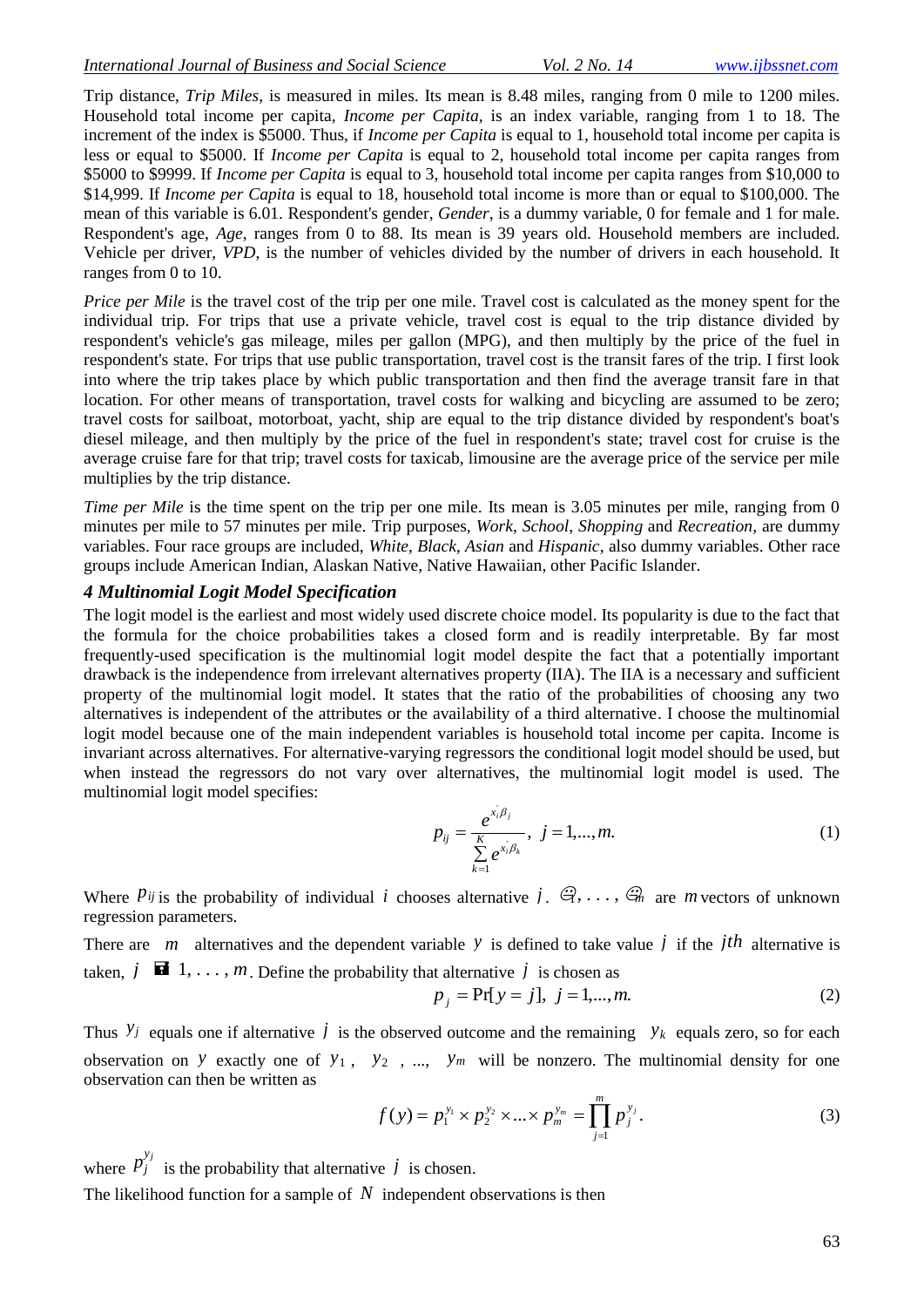Trip distance, *Trip Miles*, is measured in miles. Its mean is 8.48 miles, ranging from 0 mile to 1200 miles. Household total income per capita, *Income per Capita*, is an index variable, ranging from 1 to 18. The increment of the index is \$5000. Thus, if *Income per Capita* is equal to 1, household total income per capita is less or equal to \$5000. If *Income per Capita* is equal to 2, household total income per capita ranges from \$5000 to \$9999. If *Income per Capita* is equal to 3, household total income per capita ranges from \$10,000 to \$14,999. If *Income per Capita* is equal to 18, household total income is more than or equal to \$100,000. The mean of this variable is 6.01. Respondent's gender, *Gender*, is a dummy variable, 0 for female and 1 for male. Respondent's age, *Age*, ranges from 0 to 88. Its mean is 39 years old. Household members are included. Vehicle per driver, *VPD*, is the number of vehicles divided by the number of drivers in each household. It ranges from 0 to 10.

*Price per Mile* is the travel cost of the trip per one mile. Travel cost is calculated as the money spent for the individual trip. For trips that use a private vehicle, travel cost is equal to the trip distance divided by respondent's vehicle's gas mileage, miles per gallon (MPG), and then multiply by the price of the fuel in respondent's state. For trips that use public transportation, travel cost is the transit fares of the trip. I first look into where the trip takes place by which public transportation and then find the average transit fare in that location. For other means of transportation, travel costs for walking and bicycling are assumed to be zero; travel costs for sailboat, motorboat, yacht, ship are equal to the trip distance divided by respondent's boat's diesel mileage, and then multiply by the price of the fuel in respondent's state; travel cost for cruise is the average cruise fare for that trip; travel costs for taxicab, limousine are the average price of the service per mile multiplies by the trip distance.

*Time per Mile* is the time spent on the trip per one mile. Its mean is 3.05 minutes per mile, ranging from 0 minutes per mile to 57 minutes per mile. Trip purposes, *Work*, *School*, *Shopping* and *Recreation*, are dummy variables. Four race groups are included, *White*, *Black*, *Asian* and *Hispanic*, also dummy variables. Other race groups include American Indian, Alaskan Native, Native Hawaiian, other Pacific Islander.

### 4 Multinomial Logit Model Specification

The logit model is the earliest and most widely used discrete choice model. Its popularity is due to the fact that the formula for the choice probabilities takes a closed form and is readily interpretable. By far most frequently-used specification is the multinomial logit model despite the fact that a potentially important drawback is the independence from irrelevant alternatives property (IIA). The IIA is a necessary and sufficient property of the multinomial logit model. It states that the ratio of the probabilities of choosing any two alternatives is independent of the attributes or the availability of a third alternative. I choose the multinomial logit model because one of the main independent variables is household total income per capita. Income is invariant across alternatives. For alternative-varying regressors the conditional logit model should be used, but when instead the regressors do not vary over alternatives, the multinomial logit model is used. The multinomial logit model specifies:

$$p_{ij} = \frac{e^{x_i^{'}\beta_j}}{\sum_{k=1}^{K} e^{x_i^{'}\beta_k}}, \quad j = 1, \ldots, m. \tag{1}$$

Where $p_{ij}$ is the probability of individual $i$ chooses alternative $j$. $\beta_1, \ldots, \beta_m$ are $m$ vectors of unknown regression parameters.

There are $m$ alternatives and the dependent variable $y$ is defined to take value $j$ if the $jth$ alternative is taken, $j = 1, \ldots, m$. Define the probability that alternative $j$ is chosen as

$$p_j = \Pr[y = j], \quad j = 1, \ldots, m. \tag{2}$$

Thus $y_j$ equals one if alternative $j$ is the observed outcome and the remaining $y_k$ equals zero, so for each observation on $y$ exactly one of $y_1$, $y_2$, ..., $y_m$ will be nonzero. The multinomial density for one observation can then be written as

$$f(y) = p_1^{y_1} \times p_2^{y_2} \times \ldots \times p_m^{y_m} = \prod_{j=1}^{m} p_j^{y_j}. \tag{3}$$

where $p_j^{y_j}$ is the probability that alternative $j$ is chosen.

The likelihood function for a sample of $N$ independent observations is then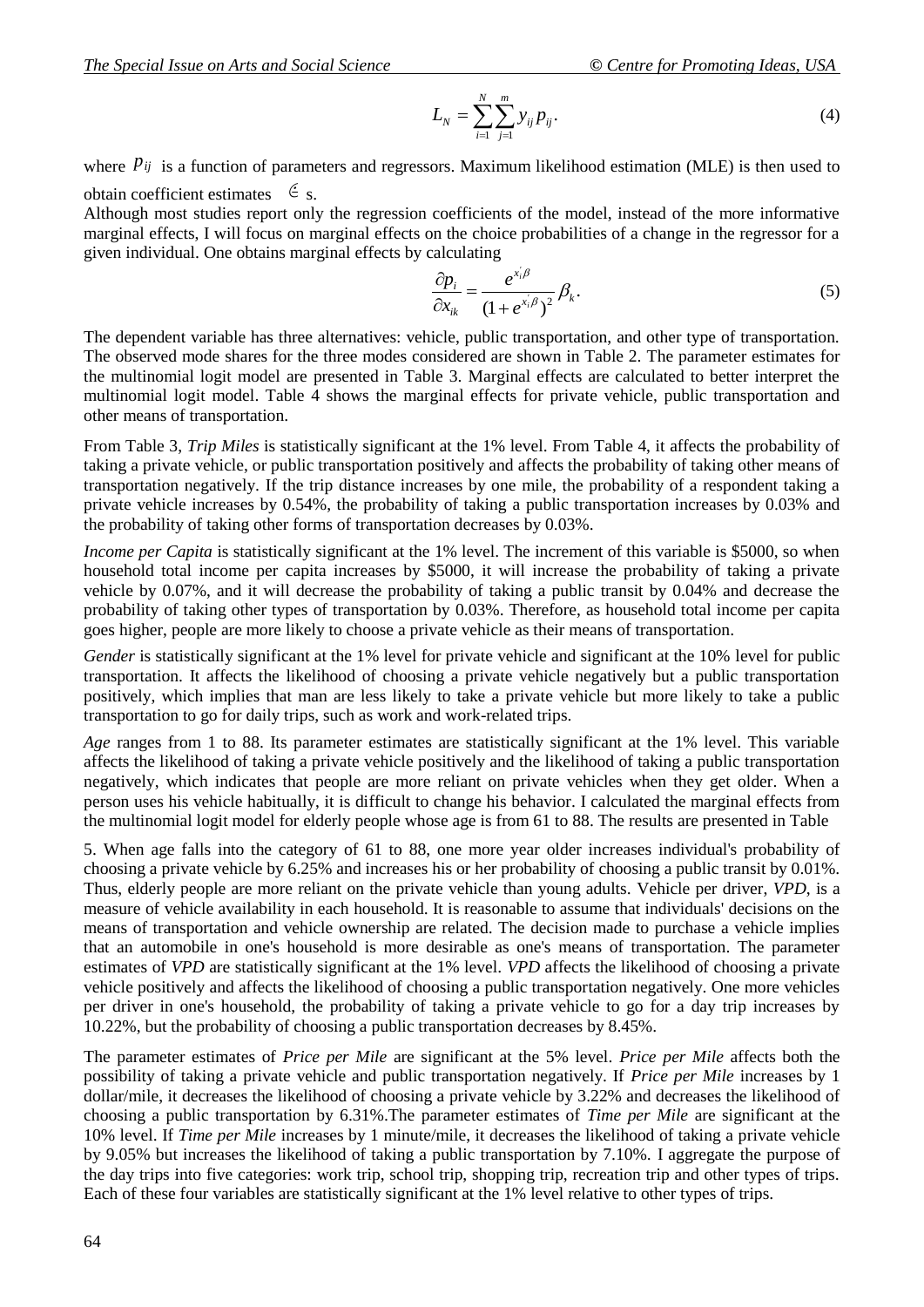$$L_N = \sum_{i=1}^{N} \sum_{j=1}^{m} y_{ij} p_{ij}. \tag{4}$$

where $p_{ij}$ is a function of parameters and regressors. Maximum likelihood estimation (MLE) is then used to obtain coefficient estimates $\hat{\beta}$ s.

Although most studies report only the regression coefficients of the model, instead of the more informative marginal effects, I will focus on marginal effects on the choice probabilities of a change in the regressor for a given individual. One obtains marginal effects by calculating

$$\frac{\partial p_i}{\partial x_{ik}} = \frac{e^{x_i'\beta}}{(1+e^{x_i'\beta})^2} \beta_k. \tag{5}$$

The dependent variable has three alternatives: vehicle, public transportation, and other type of transportation. The observed mode shares for the three modes considered are shown in Table 2. The parameter estimates for the multinomial logit model are presented in Table 3. Marginal effects are calculated to better interpret the multinomial logit model. Table 4 shows the marginal effects for private vehicle, public transportation and other means of transportation.

From Table 3, *Trip Miles* is statistically significant at the 1% level. From Table 4, it affects the probability of taking a private vehicle, or public transportation positively and affects the probability of taking other means of transportation negatively. If the trip distance increases by one mile, the probability of a respondent taking a private vehicle increases by 0.54%, the probability of taking a public transportation increases by 0.03% and the probability of taking other forms of transportation decreases by 0.03%.

*Income per Capita* is statistically significant at the 1% level. The increment of this variable is \$5000, so when household total income per capita increases by \$5000, it will increase the probability of taking a private vehicle by 0.07%, and it will decrease the probability of taking a public transit by 0.04% and decrease the probability of taking other types of transportation by 0.03%. Therefore, as household total income per capita goes higher, people are more likely to choose a private vehicle as their means of transportation.

*Gender* is statistically significant at the 1% level for private vehicle and significant at the 10% level for public transportation. It affects the likelihood of choosing a private vehicle negatively but a public transportation positively, which implies that man are less likely to take a private vehicle but more likely to take a public transportation to go for daily trips, such as work and work-related trips.

*Age* ranges from 1 to 88. Its parameter estimates are statistically significant at the 1% level. This variable affects the likelihood of taking a private vehicle positively and the likelihood of taking a public transportation negatively, which indicates that people are more reliant on private vehicles when they get older. When a person uses his vehicle habitually, it is difficult to change his behavior. I calculated the marginal effects from the multinomial logit model for elderly people whose age is from 61 to 88. The results are presented in Table 5. When age falls into the category of 61 to 88, one more year older increases individual's probability of choosing a private vehicle by 6.25% and increases his or her probability of choosing a public transit by 0.01%. Thus, elderly people are more reliant on the private vehicle than young adults. Vehicle per driver, *VPD*, is a measure of vehicle availability in each household. It is reasonable to assume that individuals' decisions on the means of transportation and vehicle ownership are related. The decision made to purchase a vehicle implies that an automobile in one's household is more desirable as one's means of transportation. The parameter estimates of *VPD* are statistically significant at the 1% level. *VPD* affects the likelihood of choosing a private vehicle positively and affects the likelihood of choosing a public transportation negatively. One more vehicles per driver in one's household, the probability of taking a private vehicle to go for a day trip increases by 10.22%, but the probability of choosing a public transportation decreases by 8.45%.

The parameter estimates of *Price per Mile* are significant at the 5% level. *Price per Mile* affects both the possibility of taking a private vehicle and public transportation negatively. If *Price per Mile* increases by 1 dollar/mile, it decreases the likelihood of choosing a private vehicle by 3.22% and decreases the likelihood of choosing a public transportation by 6.31%.The parameter estimates of *Time per Mile* are significant at the 10% level. If *Time per Mile* increases by 1 minute/mile, it decreases the likelihood of taking a private vehicle by 9.05% but increases the likelihood of taking a public transportation by 7.10%. I aggregate the purpose of the day trips into five categories: work trip, school trip, shopping trip, recreation trip and other types of trips. Each of these four variables are statistically significant at the 1% level relative to other types of trips.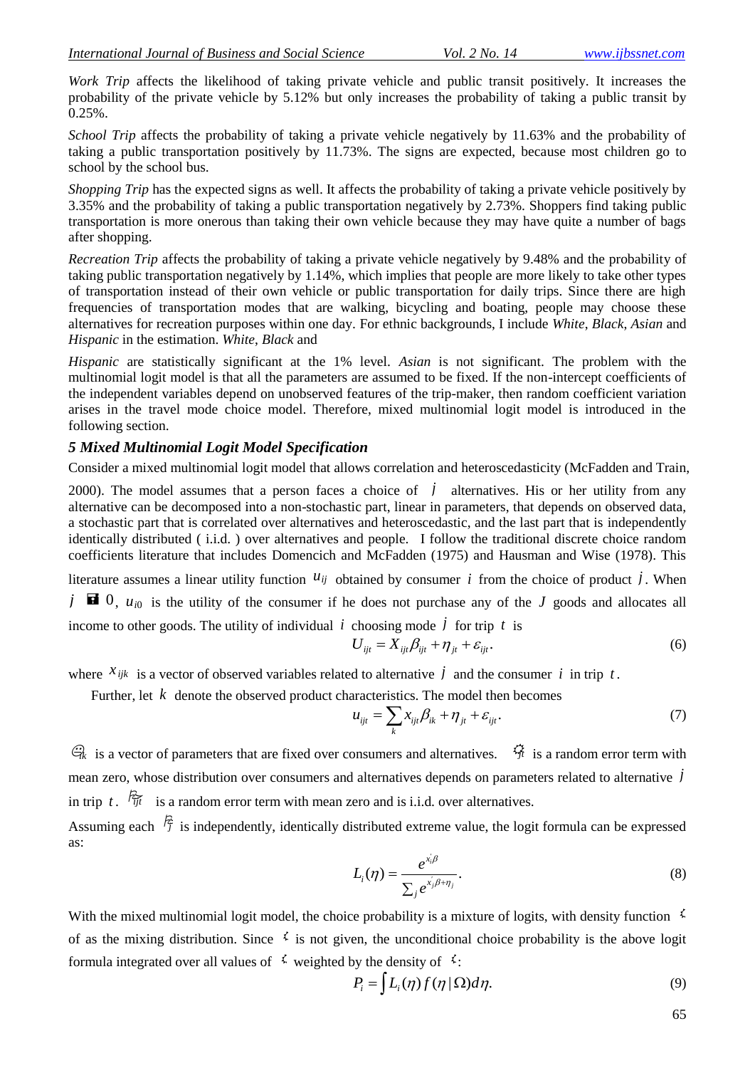*Work Trip* affects the likelihood of taking private vehicle and public transit positively. It increases the probability of the private vehicle by 5.12% but only increases the probability of taking a public transit by 0.25%.

*School Trip* affects the probability of taking a private vehicle negatively by 11.63% and the probability of taking a public transportation positively by 11.73%. The signs are expected, because most children go to school by the school bus.

*Shopping Trip* has the expected signs as well. It affects the probability of taking a private vehicle positively by 3.35% and the probability of taking a public transportation negatively by 2.73%. Shoppers find taking public transportation is more onerous than taking their own vehicle because they may have quite a number of bags after shopping.

*Recreation Trip* affects the probability of taking a private vehicle negatively by 9.48% and the probability of taking public transportation negatively by 1.14%, which implies that people are more likely to take other types of transportation instead of their own vehicle or public transportation for daily trips. Since there are high frequencies of transportation modes that are walking, bicycling and boating, people may choose these alternatives for recreation purposes within one day. For ethnic backgrounds, I include *White*, *Black*, *Asian* and *Hispanic* in the estimation. *White*, *Black* and *Hispanic* are statistically significant at the 1% level. *Asian* is not significant. The problem with the multinomial logit model is that all the parameters are assumed to be fixed. If the non-intercept coefficients of the independent variables depend on unobserved features of the trip-maker, then random coefficient variation arises in the travel mode choice model. Therefore, mixed multinomial logit model is introduced in the following section.

### 5 Mixed Multinomial Logit Model Specification

Consider a mixed multinomial logit model that allows correlation and heteroscedasticity (McFadden and Train, 2000). The model assumes that a person faces a choice of $j$ alternatives. His or her utility from any alternative can be decomposed into a non-stochastic part, linear in parameters, that depends on observed data, a stochastic part that is correlated over alternatives and heteroscedastic, and the last part that is independently identically distributed ( i.i.d. ) over alternatives and people. I follow the traditional discrete choice random coefficients literature that includes Domencich and McFadden (1975) and Hausman and Wise (1978). This literature assumes a linear utility function $u_{ij}$ obtained by consumer $i$ from the choice of product $j$. When $j = 0$, $u_{i0}$ is the utility of the consumer if he does not purchase any of the $J$ goods and allocates all income to other goods. The utility of individual $i$ choosing mode $j$ for trip $t$ is

$$U_{ijt} = X_{ijt}\beta_{ijt} + \eta_{jt} + \varepsilon_{ijt}. \tag{6}$$

where $x_{ijk}$ is a vector of observed variables related to alternative $j$ and the consumer $i$ in trip $t$.

Further, let $k$ denote the observed product characteristics. The model then becomes

$$u_{ijt} = \sum_k x_{ijt}\beta_{ik} + \eta_{jt} + \varepsilon_{ijt}. \tag{7}$$

$\beta_{ik}$ is a vector of parameters that are fixed over consumers and alternatives. $\eta_{jt}$ is a random error term with mean zero, whose distribution over consumers and alternatives depends on parameters related to alternative $j$ in trip $t$. $\varepsilon_{ijt}$ is a random error term with mean zero and is i.i.d. over alternatives.

Assuming each $\varepsilon_j$ is independently, identically distributed extreme value, the logit formula can be expressed as:

$$L_i(\eta) = \frac{e^{x_i'\beta}}{\sum_j e^{x_j'\beta + \eta_j}}. \tag{8}$$

With the mixed multinomial logit model, the choice probability is a mixture of logits, with density function $\eta$ of as the mixing distribution. Since $\eta$ is not given, the unconditional choice probability is the above logit formula integrated over all values of $\eta$ weighted by the density of $\eta$:

$$P_i = \int L_i(\eta) f(\eta \mid \Omega) d\eta. \tag{9}$$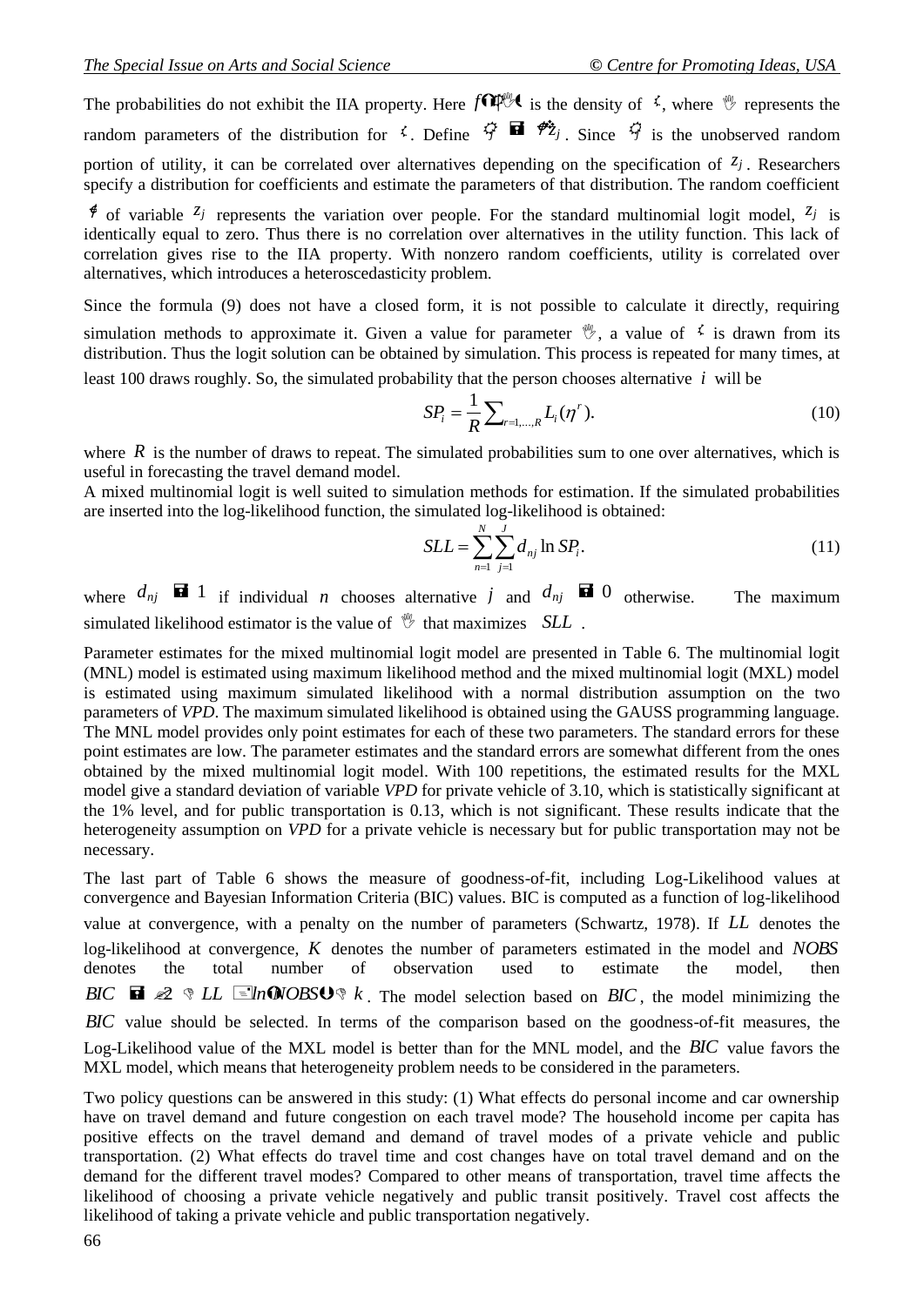The probabilities do not exhibit the IIA property. Here $f(\eta|\theta)$ is the density of $\eta$, where $\theta$ represents the random parameters of the distribution for $\eta$. Define $\varepsilon_j = \eta z_j$. Since $\varepsilon_j$ is the unobserved random portion of utility, it can be correlated over alternatives depending on the specification of $z_j$. Researchers specify a distribution for coefficients and estimate the parameters of that distribution. The random coefficient $\eta$ of variable $z_j$ represents the variation over people. For the standard multinomial logit model, $z_j$ is identically equal to zero. Thus there is no correlation over alternatives in the utility function. This lack of correlation gives rise to the IIA property. With nonzero random coefficients, utility is correlated over alternatives, which introduces a heteroscedasticity problem.

Since the formula (9) does not have a closed form, it is not possible to calculate it directly, requiring simulation methods to approximate it. Given a value for parameter $\theta$, a value of $\eta$ is drawn from its distribution. Thus the logit solution can be obtained by simulation. This process is repeated for many times, at least 100 draws roughly. So, the simulated probability that the person chooses alternative $i$ will be

$$SP_i = \frac{1}{R}\sum_{r=1,\ldots,R} L_i(\eta^r). \tag{10}$$

where $R$ is the number of draws to repeat. The simulated probabilities sum to one over alternatives, which is useful in forecasting the travel demand model.

A mixed multinomial logit is well suited to simulation methods for estimation. If the simulated probabilities are inserted into the log-likelihood function, the simulated log-likelihood is obtained:

$$SLL = \sum_{n=1}^{N}\sum_{j=1}^{J} d_{nj} \ln SP_i. \tag{11}$$

where $d_{nj} = 1$ if individual $n$ chooses alternative $j$ and $d_{nj} = 0$ otherwise. The maximum simulated likelihood estimator is the value of $\theta$ that maximizes $SLL$.

Parameter estimates for the mixed multinomial logit model are presented in Table 6. The multinomial logit (MNL) model is estimated using maximum likelihood method and the mixed multinomial logit (MXL) model is estimated using maximum simulated likelihood with a normal distribution assumption on the two parameters of *VPD*. The maximum simulated likelihood is obtained using the GAUSS programming language. The MNL model provides only point estimates for each of these two parameters. The standard errors for these point estimates are low. The parameter estimates and the standard errors are somewhat different from the ones obtained by the mixed multinomial logit model. With 100 repetitions, the estimated results for the MXL model give a standard deviation of variable *VPD* for private vehicle of 3.10, which is statistically significant at the 1% level, and for public transportation is 0.13, which is not significant. These results indicate that the heterogeneity assumption on *VPD* for a private vehicle is necessary but for public transportation may not be necessary.

The last part of Table 6 shows the measure of goodness-of-fit, including Log-Likelihood values at convergence and Bayesian Information Criteria (BIC) values. BIC is computed as a function of log-likelihood value at convergence, with a penalty on the number of parameters (Schwartz, 1978). If $LL$ denotes the log-likelihood at convergence, $K$ denotes the number of parameters estimated in the model and $NOBS$ denotes the total number of observation used to estimate the model, then $BIC = -2 \cdot LL + \ln(NOBS) \cdot k$. The model selection based on $BIC$, the model minimizing the $BIC$ value should be selected. In terms of the comparison based on the goodness-of-fit measures, the Log-Likelihood value of the MXL model is better than for the MNL model, and the $BIC$ value favors the MXL model, which means that heterogeneity problem needs to be considered in the parameters.

Two policy questions can be answered in this study: (1) What effects do personal income and car ownership have on travel demand and future congestion on each travel mode? The household income per capita has positive effects on the travel demand and demand of travel modes of a private vehicle and public transportation. (2) What effects do travel time and cost changes have on total travel demand and on the demand for the different travel modes? Compared to other means of transportation, travel time affects the likelihood of choosing a private vehicle negatively and public transit positively. Travel cost affects the likelihood of taking a private vehicle and public transportation negatively.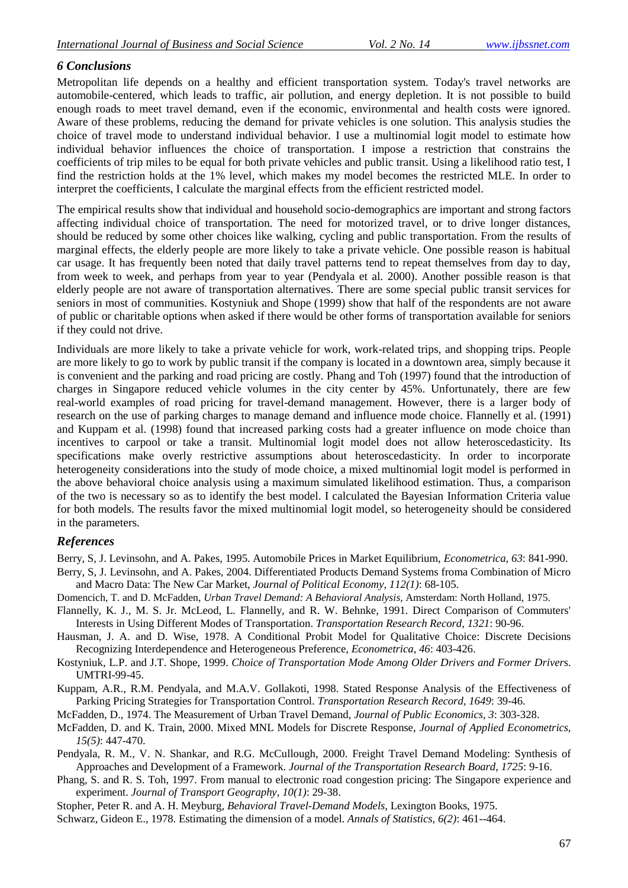### *6 Conclusions*

Metropolitan life depends on a healthy and efficient transportation system. Today's travel networks are automobile-centered, which leads to traffic, air pollution, and energy depletion. It is not possible to build enough roads to meet travel demand, even if the economic, environmental and health costs were ignored. Aware of these problems, reducing the demand for private vehicles is one solution. This analysis studies the choice of travel mode to understand individual behavior. I use a multinomial logit model to estimate how individual behavior influences the choice of transportation. I impose a restriction that constrains the coefficients of trip miles to be equal for both private vehicles and public transit. Using a likelihood ratio test, I find the restriction holds at the 1% level, which makes my model becomes the restricted MLE. In order to interpret the coefficients, I calculate the marginal effects from the efficient restricted model.

The empirical results show that individual and household socio-demographics are important and strong factors affecting individual choice of transportation. The need for motorized travel, or to drive longer distances, should be reduced by some other choices like walking, cycling and public transportation. From the results of marginal effects, the elderly people are more likely to take a private vehicle. One possible reason is habitual car usage. It has frequently been noted that daily travel patterns tend to repeat themselves from day to day, from week to week, and perhaps from year to year (Pendyala et al. 2000). Another possible reason is that elderly people are not aware of transportation alternatives. There are some special public transit services for seniors in most of communities. Kostyniuk and Shope (1999) show that half of the respondents are not aware of public or charitable options when asked if there would be other forms of transportation available for seniors if they could not drive.

Individuals are more likely to take a private vehicle for work, work-related trips, and shopping trips. People are more likely to go to work by public transit if the company is located in a downtown area, simply because it is convenient and the parking and road pricing are costly. Phang and Toh (1997) found that the introduction of charges in Singapore reduced vehicle volumes in the city center by 45%. Unfortunately, there are few real-world examples of road pricing for travel-demand management. However, there is a larger body of research on the use of parking charges to manage demand and influence mode choice. Flannelly et al. (1991) and Kuppam et al. (1998) found that increased parking costs had a greater influence on mode choice than incentives to carpool or take a transit. Multinomial logit model does not allow heteroscedasticity. Its specifications make overly restrictive assumptions about heteroscedasticity. In order to incorporate heterogeneity considerations into the study of mode choice, a mixed multinomial logit model is performed in the above behavioral choice analysis using a maximum simulated likelihood estimation. Thus, a comparison of the two is necessary so as to identify the best model. I calculated the Bayesian Information Criteria value for both models. The results favor the mixed multinomial logit model, so heterogeneity should be considered in the parameters.

### *References*

Berry, S, J. Levinsohn, and A. Pakes, 1995. Automobile Prices in Market Equilibrium, *Econometrica, 63*: 841-990.

Berry, S, J. Levinsohn, and A. Pakes, 2004. Differentiated Products Demand Systems froma Combination of Micro and Macro Data: The New Car Market, *Journal of Political Economy, 112(1)*: 68-105.

Domencich, T. and D. McFadden, *Urban Travel Demand: A Behavioral Analysis*, Amsterdam: North Holland, 1975.

Flannelly, K. J., M. S. Jr. McLeod, L. Flannelly, and R. W. Behnke, 1991. Direct Comparison of Commuters' Interests in Using Different Modes of Transportation. *Transportation Research Record, 1321*: 90-96.

Hausman, J. A. and D. Wise, 1978. A Conditional Probit Model for Qualitative Choice: Discrete Decisions Recognizing Interdependence and Heterogeneous Preference, *Econometrica, 46*: 403-426.

Kostyniuk, L.P. and J.T. Shope, 1999. *Choice of Transportation Mode Among Older Drivers and Former Drivers*. UMTRI-99-45.

Kuppam, A.R., R.M. Pendyala, and M.A.V. Gollakoti, 1998. Stated Response Analysis of the Effectiveness of Parking Pricing Strategies for Transportation Control. *Transportation Research Record, 1649*: 39-46.

McFadden, D., 1974. The Measurement of Urban Travel Demand, *Journal of Public Economics, 3*: 303-328.

McFadden, D. and K. Train, 2000. Mixed MNL Models for Discrete Response, *Journal of Applied Econometrics, 15(5)*: 447-470.

Pendyala, R. M., V. N. Shankar, and R.G. McCullough, 2000. Freight Travel Demand Modeling: Synthesis of Approaches and Development of a Framework. *Journal of the Transportation Research Board, 1725*: 9-16.

Phang, S. and R. S. Toh, 1997. From manual to electronic road congestion pricing: The Singapore experience and experiment. *Journal of Transport Geography, 10(1)*: 29-38.

Stopher, Peter R. and A. H. Meyburg, *Behavioral Travel-Demand Models*, Lexington Books, 1975.

Schwarz, Gideon E., 1978. Estimating the dimension of a model. *Annals of Statistics, 6(2)*: 461--464.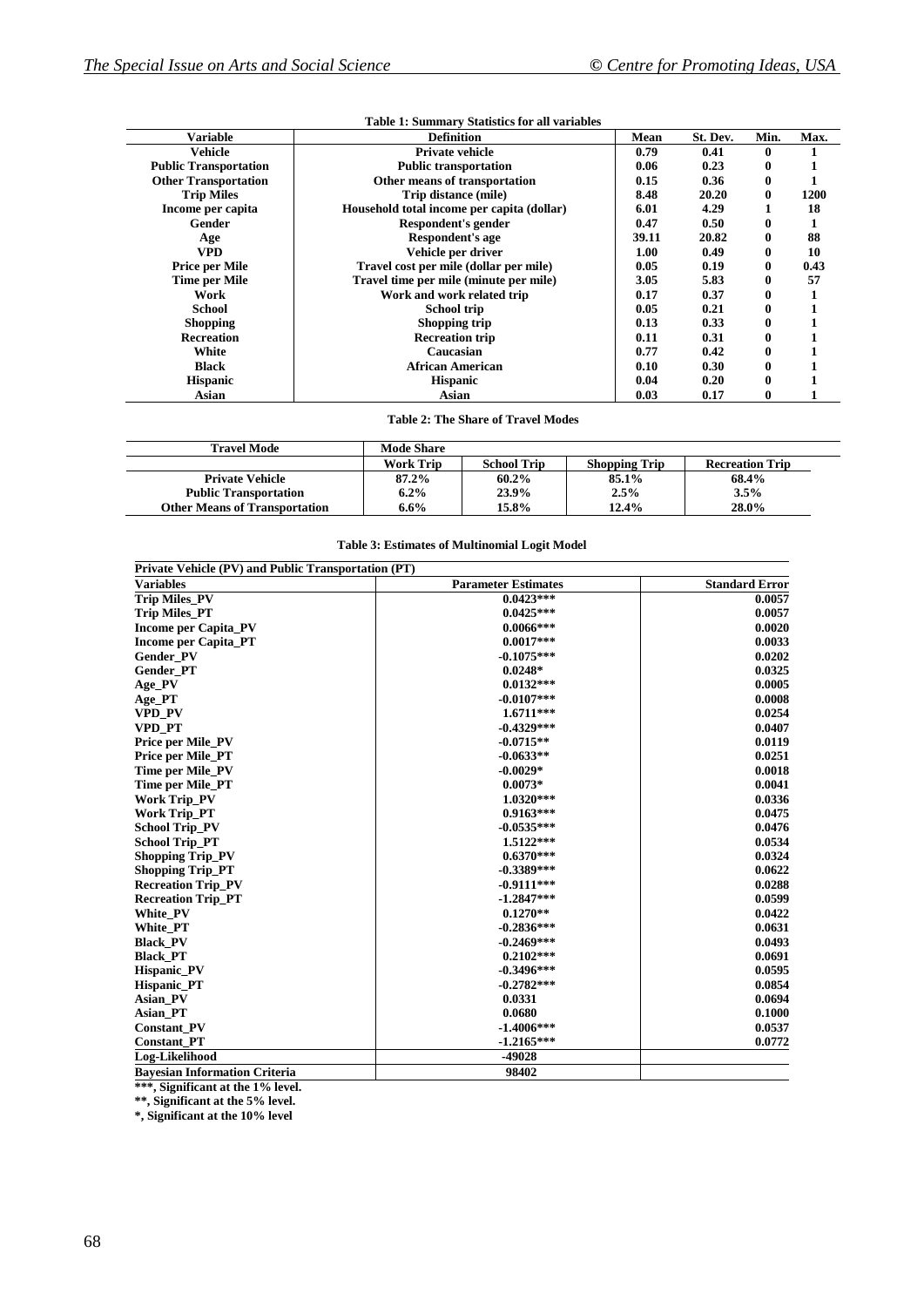**Table 1: Summary Statistics for all variables**

| Variable | Definition | Mean | St. Dev. | Min. | Max. |
|---|---|---|---|---|---|
| Vehicle | Private vehicle | 0.79 | 0.41 | 0 | 1 |
| Public Transportation | Public transportation | 0.06 | 0.23 | 0 | 1 |
| Other Transportation | Other means of transportation | 0.15 | 0.36 | 0 | 1 |
| Trip Miles | Trip distance (mile) | 8.48 | 20.20 | 0 | 1200 |
| Income per capita | Household total income per capita (dollar) | 6.01 | 4.29 | 1 | 18 |
| Gender | Respondent's gender | 0.47 | 0.50 | 0 | 1 |
| Age | Respondent's age | 39.11 | 20.82 | 0 | 88 |
| VPD | Vehicle per driver | 1.00 | 0.49 | 0 | 10 |
| Price per Mile | Travel cost per mile (dollar per mile) | 0.05 | 0.19 | 0 | 0.43 |
| Time per Mile | Travel time per mile (minute per mile) | 3.05 | 5.83 | 0 | 57 |
| Work | Work and work related trip | 0.17 | 0.37 | 0 | 1 |
| School | School trip | 0.05 | 0.21 | 0 | 1 |
| Shopping | Shopping trip | 0.13 | 0.33 | 0 | 1 |
| Recreation | Recreation trip | 0.11 | 0.31 | 0 | 1 |
| White | Caucasian | 0.77 | 0.42 | 0 | 1 |
| Black | African American | 0.10 | 0.30 | 0 | 1 |
| Hispanic | Hispanic | 0.04 | 0.20 | 0 | 1 |
| Asian | Asian | 0.03 | 0.17 | 0 | 1 |

**Table 2: The Share of Travel Modes**

| Travel Mode | Mode Share | | | |
|---|---|---|---|---|
| | Work Trip | School Trip | Shopping Trip | Recreation Trip |
| Private Vehicle | 87.2% | 60.2% | 85.1% | 68.4% |
| Public Transportation | 6.2% | 23.9% | 2.5% | 3.5% |
| Other Means of Transportation | 6.6% | 15.8% | 12.4% | 28.0% |

**Table 3: Estimates of Multinomial Logit Model**

| Private Vehicle (PV) and Public Transportation (PT) | | |
|---|---|---|
| Variables | Parameter Estimates | Standard Error |
| Trip Miles_PV | 0.0423*** | 0.0057 |
| Trip Miles_PT | 0.0425*** | 0.0057 |
| Income per Capita_PV | 0.0066*** | 0.0020 |
| Income per Capita_PT | 0.0017*** | 0.0033 |
| Gender_PV | -0.1075*** | 0.0202 |
| Gender_PT | 0.0248* | 0.0325 |
| Age_PV | 0.0132*** | 0.0005 |
| Age_PT | -0.0107*** | 0.0008 |
| VPD_PV | 1.6711*** | 0.0254 |
| VPD_PT | -0.4329*** | 0.0407 |
| Price per Mile_PV | -0.0715** | 0.0119 |
| Price per Mile_PT | -0.0633** | 0.0251 |
| Time per Mile_PV | -0.0029* | 0.0018 |
| Time per Mile_PT | 0.0073* | 0.0041 |
| Work Trip_PV | 1.0320*** | 0.0336 |
| Work Trip_PT | 0.9163*** | 0.0475 |
| School Trip_PV | -0.0535*** | 0.0476 |
| School Trip_PT | 1.5122*** | 0.0534 |
| Shopping Trip_PV | 0.6370*** | 0.0324 |
| Shopping Trip_PT | -0.3389*** | 0.0622 |
| Recreation Trip_PV | -0.9111*** | 0.0288 |
| Recreation Trip_PT | -1.2847*** | 0.0599 |
| White_PV | 0.1270** | 0.0422 |
| White_PT | -0.2836*** | 0.0631 |
| Black_PV | -0.2469*** | 0.0493 |
| Black_PT | 0.2102*** | 0.0691 |
| Hispanic_PV | -0.3496*** | 0.0595 |
| Hispanic_PT | -0.2782*** | 0.0854 |
| Asian_PV | 0.0331 | 0.0694 |
| Asian_PT | 0.0680 | 0.1000 |
| Constant_PV | -1.4006*** | 0.0537 |
| Constant_PT | -1.2165*** | 0.0772 |
| Log-Likelihood | -49028 | |
| Bayesian Information Criteria | 98402 | |

***, Significant at the 1% level.

**, Significant at the 5% level.

*, Significant at the 10% level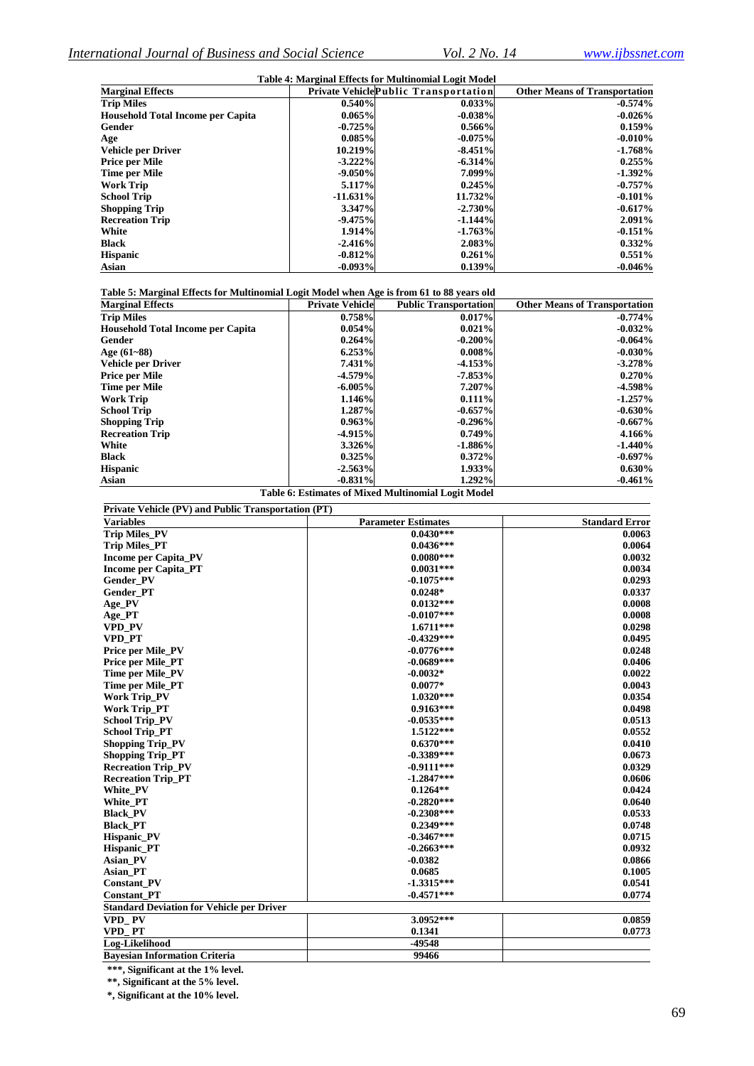**Table 4: Marginal Effects for Multinomial Logit Model**

| Marginal Effects | Private Vehicle | Public Transportation | Other Means of Transportation |
|---|---|---|---|
| Trip Miles | 0.540% | 0.033% | -0.574% |
| Household Total Income per Capita | 0.065% | -0.038% | -0.026% |
| Gender | -0.725% | 0.566% | 0.159% |
| Age | 0.085% | -0.075% | -0.010% |
| Vehicle per Driver | 10.219% | -8.451% | -1.768% |
| Price per Mile | -3.222% | -6.314% | 0.255% |
| Time per Mile | -9.050% | 7.099% | -1.392% |
| Work Trip | 5.117% | 0.245% | -0.757% |
| School Trip | -11.631% | 11.732% | -0.101% |
| Shopping Trip | 3.347% | -2.730% | -0.617% |
| Recreation Trip | -9.475% | -1.144% | 2.091% |
| White | 1.914% | -1.763% | -0.151% |
| Black | -2.416% | 2.083% | 0.332% |
| Hispanic | -0.812% | 0.261% | 0.551% |
| Asian | -0.093% | 0.139% | -0.046% |

**Table 5: Marginal Effects for Multinomial Logit Model when Age is from 61 to 88 years old**

| Marginal Effects | Private Vehicle | Public Transportation | Other Means of Transportation |
|---|---|---|---|
| Trip Miles | 0.758% | 0.017% | -0.774% |
| Household Total Income per Capita | 0.054% | 0.021% | -0.032% |
| Gender | 0.264% | -0.200% | -0.064% |
| Age (61~88) | 6.253% | 0.008% | -0.030% |
| Vehicle per Driver | 7.431% | -4.153% | -3.278% |
| Price per Mile | -4.579% | -7.853% | 0.270% |
| Time per Mile | -6.005% | 7.207% | -4.598% |
| Work Trip | 1.146% | 0.111% | -1.257% |
| School Trip | 1.287% | -0.657% | -0.630% |
| Shopping Trip | 0.963% | -0.296% | -0.667% |
| Recreation Trip | -4.915% | 0.749% | 4.166% |
| White | 3.326% | -1.886% | -1.440% |
| Black | 0.325% | 0.372% | -0.697% |
| Hispanic | -2.563% | 1.933% | 0.630% |
| Asian | -0.831% | 1.292% | -0.461% |

**Table 6: Estimates of Mixed Multinomial Logit Model**

| Private Vehicle (PV) and Public Transportation (PT) | | |
|---|---|---|
| **Variables** | **Parameter Estimates** | **Standard Error** |
| Trip Miles_PV | 0.0430*** | 0.0063 |
| Trip Miles_PT | 0.0436*** | 0.0064 |
| Income per Capita_PV | 0.0080*** | 0.0032 |
| Income per Capita_PT | 0.0031*** | 0.0034 |
| Gender_PV | -0.1075*** | 0.0293 |
| Gender_PT | 0.0248* | 0.0337 |
| Age_PV | 0.0132*** | 0.0008 |
| Age_PT | -0.0107*** | 0.0008 |
| VPD_PV | 1.6711*** | 0.0298 |
| VPD_PT | -0.4329*** | 0.0495 |
| Price per Mile_PV | -0.0776*** | 0.0248 |
| Price per Mile_PT | -0.0689*** | 0.0406 |
| Time per Mile_PV | -0.0032* | 0.0022 |
| Time per Mile_PT | 0.0077* | 0.0043 |
| Work Trip_PV | 1.0320*** | 0.0354 |
| Work Trip_PT | 0.9163*** | 0.0498 |
| School Trip_PV | -0.0535*** | 0.0513 |
| School Trip_PT | 1.5122*** | 0.0552 |
| Shopping Trip_PV | 0.6370*** | 0.0410 |
| Shopping Trip_PT | -0.3389*** | 0.0673 |
| Recreation Trip_PV | -0.9111*** | 0.0329 |
| Recreation Trip_PT | -1.2847*** | 0.0606 |
| White_PV | 0.1264** | 0.0424 |
| White_PT | -0.2820*** | 0.0640 |
| Black_PV | -0.2308*** | 0.0533 |
| Black_PT | 0.2349*** | 0.0748 |
| Hispanic_PV | -0.3467*** | 0.0715 |
| Hispanic_PT | -0.2663*** | 0.0932 |
| Asian_PV | -0.0382 | 0.0866 |
| Asian_PT | 0.0685 | 0.1005 |
| Constant_PV | -1.3315*** | 0.0541 |
| Constant_PT | -0.4571*** | 0.0774 |
| **Standard Deviation for Vehicle per Driver** | | |
| VPD_ PV | 3.0952*** | 0.0859 |
| VPD_ PT | 0.1341 | 0.0773 |
| Log-Likelihood | -49548 | |
| Bayesian Information Criteria | 99466 | |

***, Significant at the 1% level.

**, Significant at the 5% level.

*, Significant at the 10% level.